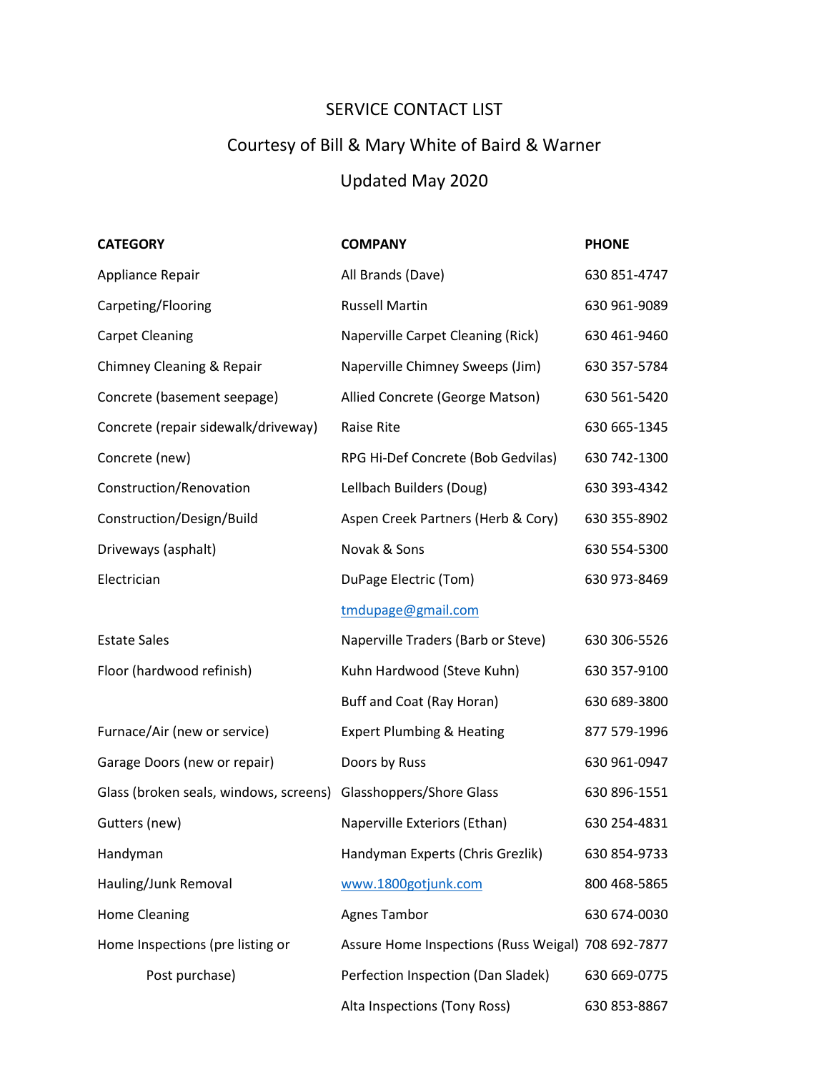# SERVICE CONTACT LIST

## Courtesy of Bill & Mary White of Baird & Warner

## Updated May 2020

| CATEGORY | COMPANY | PHONE |
|---|---|---|
| Appliance Repair | All Brands (Dave) | 630 851-4747 |
| Carpeting/Flooring | Russell Martin | 630 961-9089 |
| Carpet Cleaning | Naperville Carpet Cleaning (Rick) | 630 461-9460 |
| Chimney Cleaning & Repair | Naperville Chimney Sweeps (Jim) | 630 357-5784 |
| Concrete (basement seepage) | Allied Concrete (George Matson) | 630 561-5420 |
| Concrete (repair sidewalk/driveway) | Raise Rite | 630 665-1345 |
| Concrete (new) | RPG Hi-Def Concrete (Bob Gedvilas) | 630 742-1300 |
| Construction/Renovation | Lellbach Builders (Doug) | 630 393-4342 |
| Construction/Design/Build | Aspen Creek Partners (Herb & Cory) | 630 355-8902 |
| Driveways (asphalt) | Novak & Sons | 630 554-5300 |
| Electrician | DuPage Electric (Tom) | 630 973-8469 |
| | tmdupage@gmail.com | |
| Estate Sales | Naperville Traders (Barb or Steve) | 630 306-5526 |
| Floor (hardwood refinish) | Kuhn Hardwood (Steve Kuhn) | 630 357-9100 |
| | Buff and Coat (Ray Horan) | 630 689-3800 |
| Furnace/Air (new or service) | Expert Plumbing & Heating | 877 579-1996 |
| Garage Doors (new or repair) | Doors by Russ | 630 961-0947 |
| Glass (broken seals, windows, screens) | Glasshoppers/Shore Glass | 630 896-1551 |
| Gutters (new) | Naperville Exteriors (Ethan) | 630 254-4831 |
| Handyman | Handyman Experts (Chris Grezlik) | 630 854-9733 |
| Hauling/Junk Removal | www.1800gotjunk.com | 800 468-5865 |
| Home Cleaning | Agnes Tambor | 630 674-0030 |
| Home Inspections (pre listing or | Assure Home Inspections (Russ Weigal) | 708 692-7877 |
| Post purchase) | Perfection Inspection (Dan Sladek) | 630 669-0775 |
| | Alta Inspections (Tony Ross) | 630 853-8867 |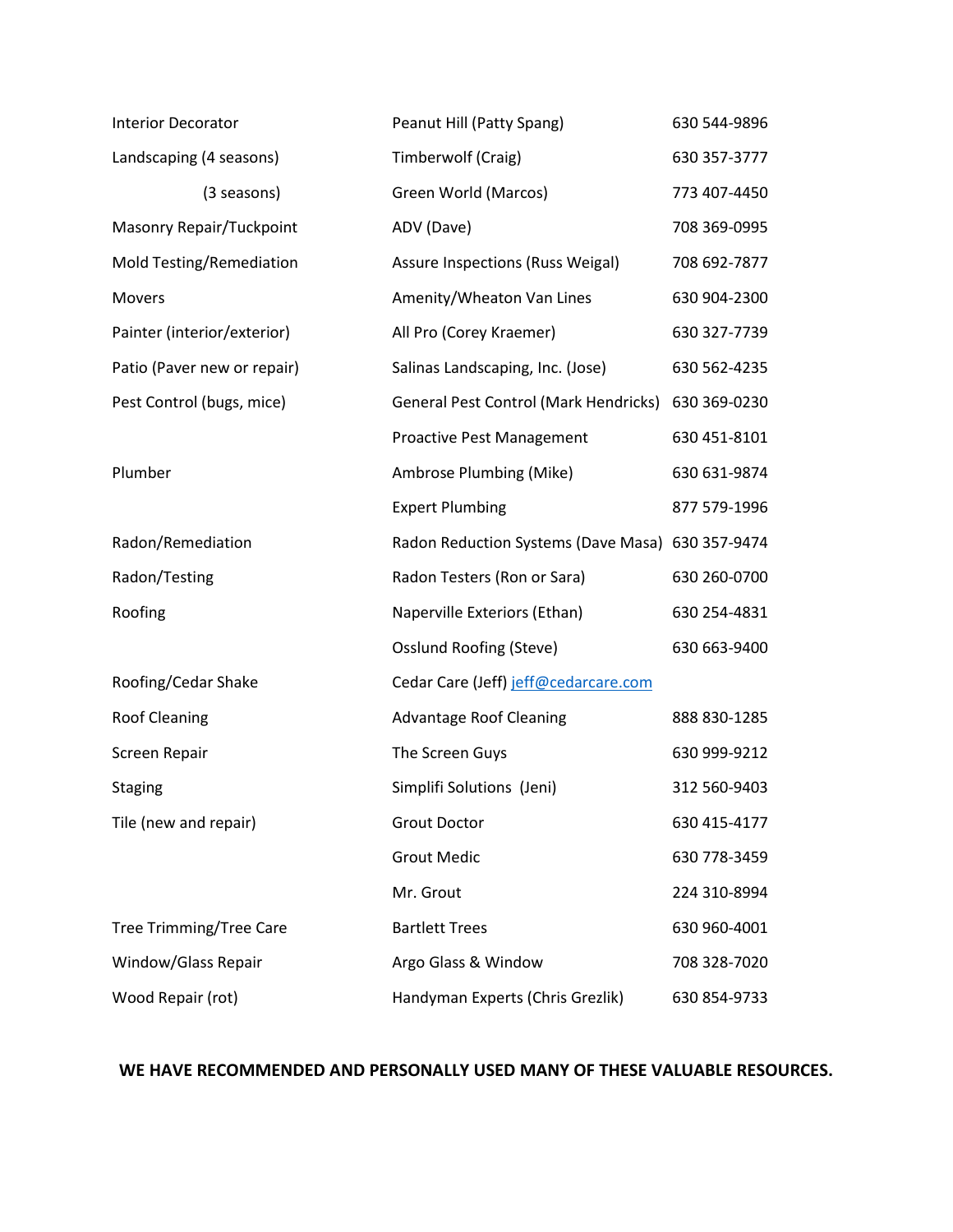| | | |
|---|---|---|
| Interior Decorator | Peanut Hill (Patty Spang) | 630 544-9896 |
| Landscaping (4 seasons) | Timberwolf (Craig) | 630 357-3777 |
| (3 seasons) | Green World (Marcos) | 773 407-4450 |
| Masonry Repair/Tuckpoint | ADV (Dave) | 708 369-0995 |
| Mold Testing/Remediation | Assure Inspections (Russ Weigal) | 708 692-7877 |
| Movers | Amenity/Wheaton Van Lines | 630 904-2300 |
| Painter (interior/exterior) | All Pro (Corey Kraemer) | 630 327-7739 |
| Patio (Paver new or repair) | Salinas Landscaping, Inc. (Jose) | 630 562-4235 |
| Pest Control (bugs, mice) | General Pest Control (Mark Hendricks) | 630 369-0230 |
| | Proactive Pest Management | 630 451-8101 |
| Plumber | Ambrose Plumbing (Mike) | 630 631-9874 |
| | Expert Plumbing | 877 579-1996 |
| Radon/Remediation | Radon Reduction Systems (Dave Masa) | 630 357-9474 |
| Radon/Testing | Radon Testers (Ron or Sara) | 630 260-0700 |
| Roofing | Naperville Exteriors (Ethan) | 630 254-4831 |
| | Osslund Roofing (Steve) | 630 663-9400 |
| Roofing/Cedar Shake | Cedar Care (Jeff) jeff@cedarcare.com | |
| Roof Cleaning | Advantage Roof Cleaning | 888 830-1285 |
| Screen Repair | The Screen Guys | 630 999-9212 |
| Staging | Simplifi Solutions (Jeni) | 312 560-9403 |
| Tile (new and repair) | Grout Doctor | 630 415-4177 |
| | Grout Medic | 630 778-3459 |
| | Mr. Grout | 224 310-8994 |
| Tree Trimming/Tree Care | Bartlett Trees | 630 960-4001 |
| Window/Glass Repair | Argo Glass & Window | 708 328-7020 |
| Wood Repair (rot) | Handyman Experts (Chris Grezlik) | 630 854-9733 |

**WE HAVE RECOMMENDED AND PERSONALLY USED MANY OF THESE VALUABLE RESOURCES.**